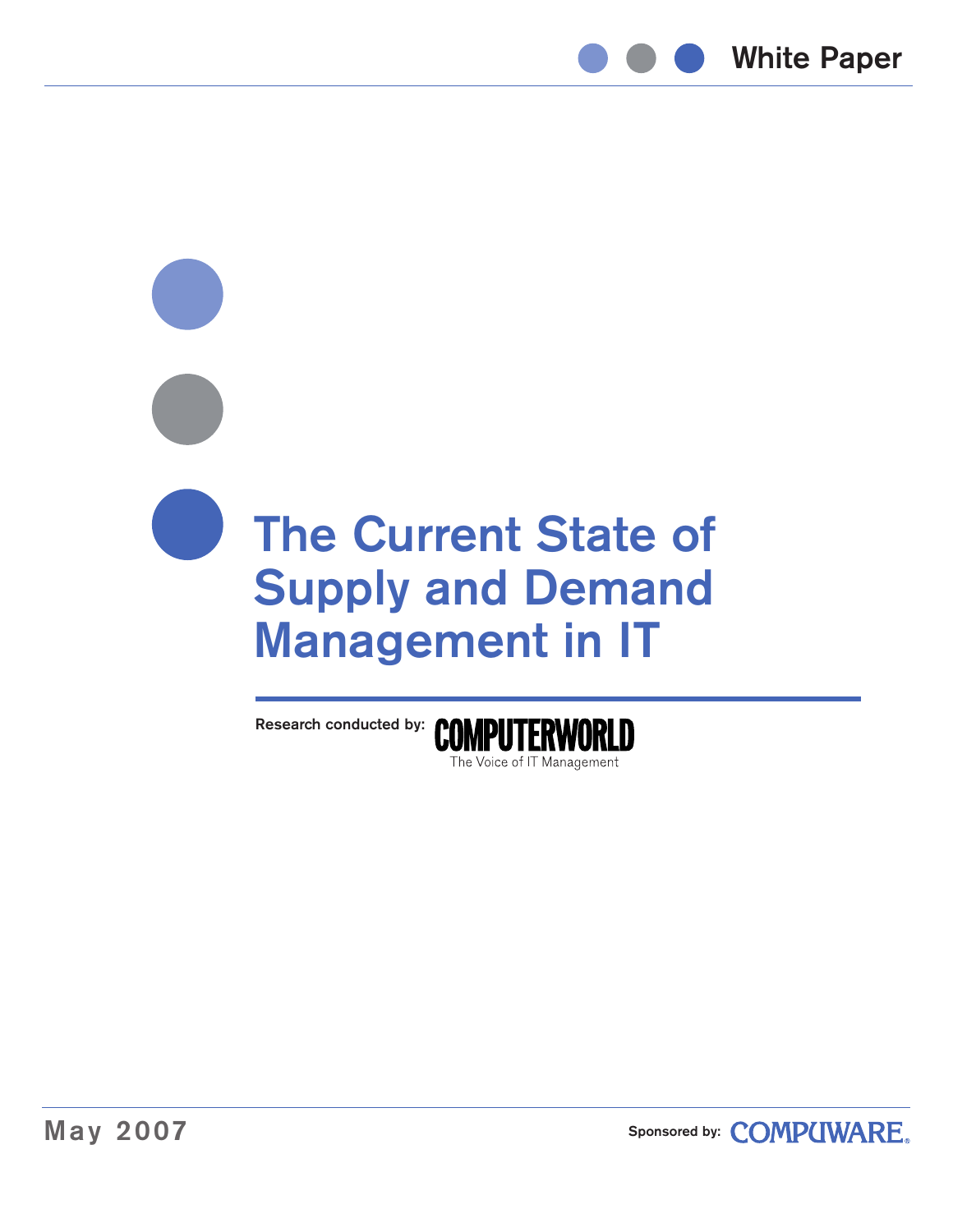White Paper

# The Current State of Supply and Demand Management in IT

Research conducted by: COMPUTERWORLD
The Voice of IT Management

May 2007

Sponsored by: COMPUWARE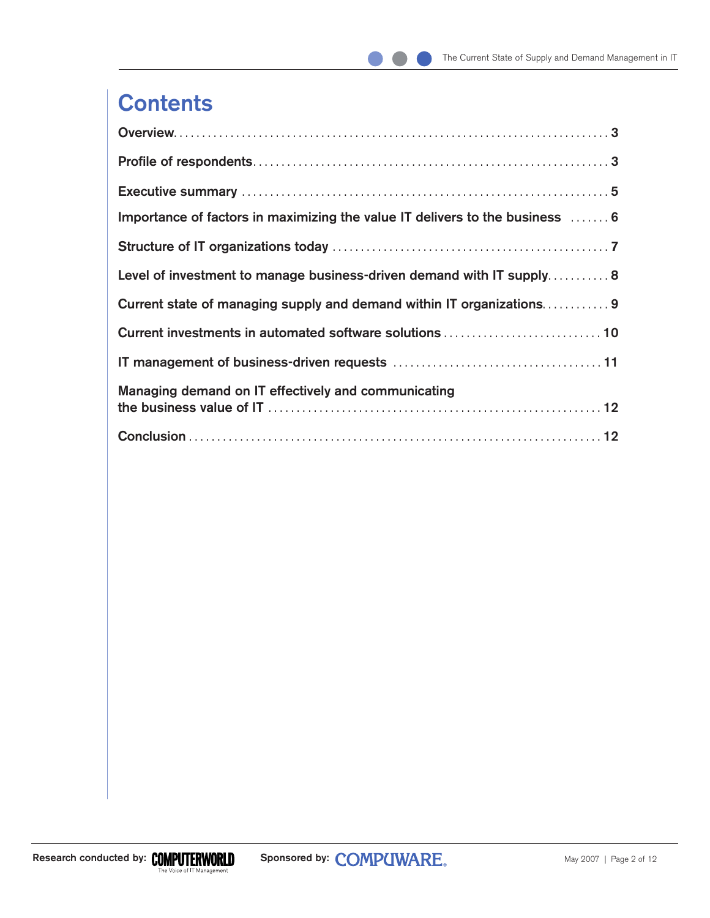# Contents

| | |
|---|---|
| **Overview** | **3** |
| **Profile of respondents** | **3** |
| **Executive summary** | **5** |
| **Importance of factors in maximizing the value IT delivers to the business** | **6** |
| **Structure of IT organizations today** | **7** |
| **Level of investment to manage business-driven demand with IT supply** | **8** |
| **Current state of managing supply and demand within IT organizations** | **9** |
| **Current investments in automated software solutions** | **10** |
| **IT management of business-driven requests** | **11** |
| **Managing demand on IT effectively and communicating the business value of IT** | **12** |
| **Conclusion** | **12** |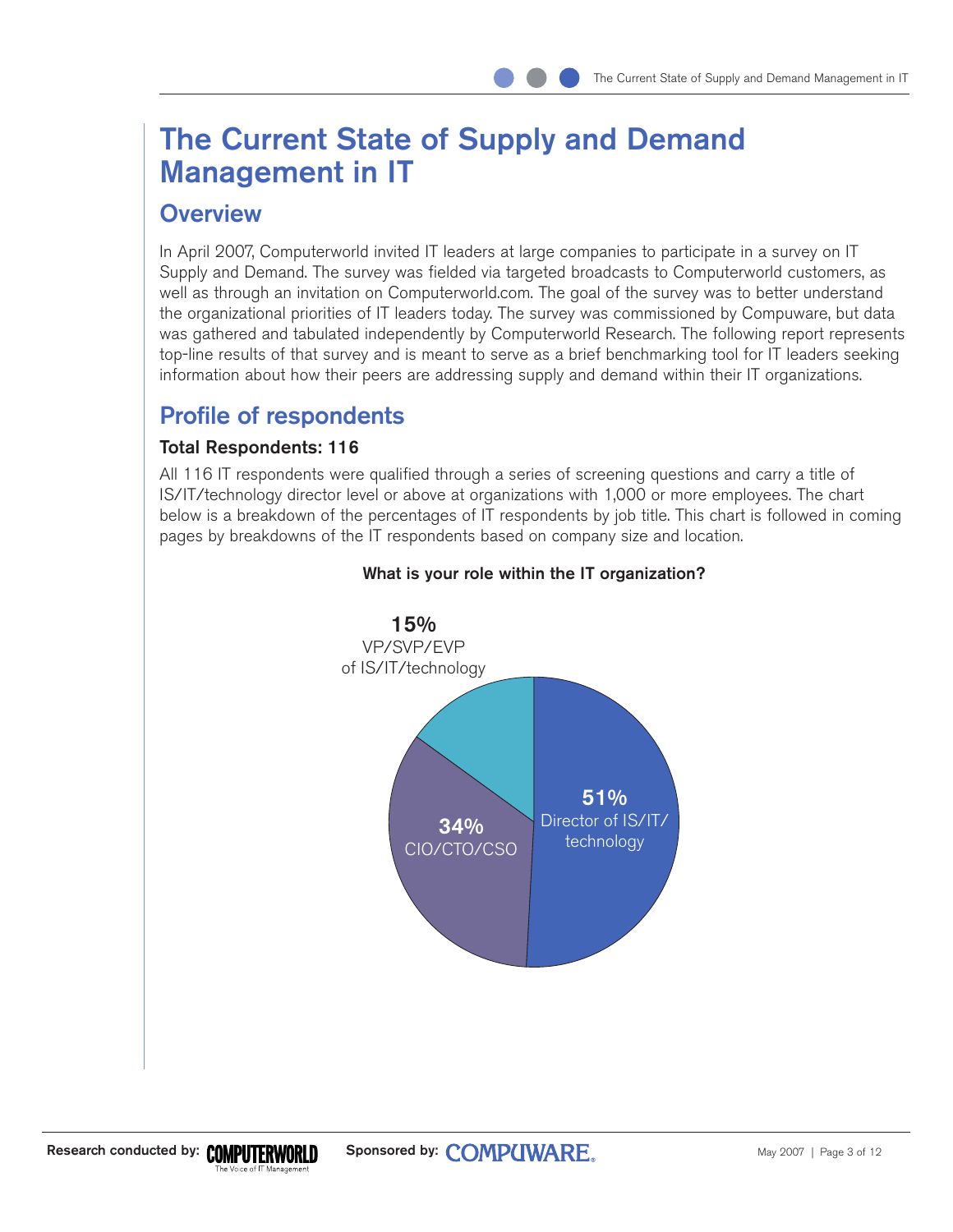# The Current State of Supply and Demand Management in IT

## Overview

In April 2007, Computerworld invited IT leaders at large companies to participate in a survey on IT Supply and Demand. The survey was fielded via targeted broadcasts to Computerworld customers, as well as through an invitation on Computerworld.com. The goal of the survey was to better understand the organizational priorities of IT leaders today. The survey was commissioned by Compuware, but data was gathered and tabulated independently by Computerworld Research. The following report represents top-line results of that survey and is meant to serve as a brief benchmarking tool for IT leaders seeking information about how their peers are addressing supply and demand within their IT organizations.

## Profile of respondents

### Total Respondents: 116

All 116 IT respondents were qualified through a series of screening questions and carry a title of IS/IT/technology director level or above at organizations with 1,000 or more employees. The chart below is a breakdown of the percentages of IT respondents by job title. This chart is followed in coming pages by breakdowns of the IT respondents based on company size and location.

**What is your role within the IT organization?**

| Role | Percentage |
| --- | --- |
| Director of IS/IT/technology | 51% |
| CIO/CTO/CSO | 34% |
| VP/SVP/EVP of IS/IT/technology | 15% |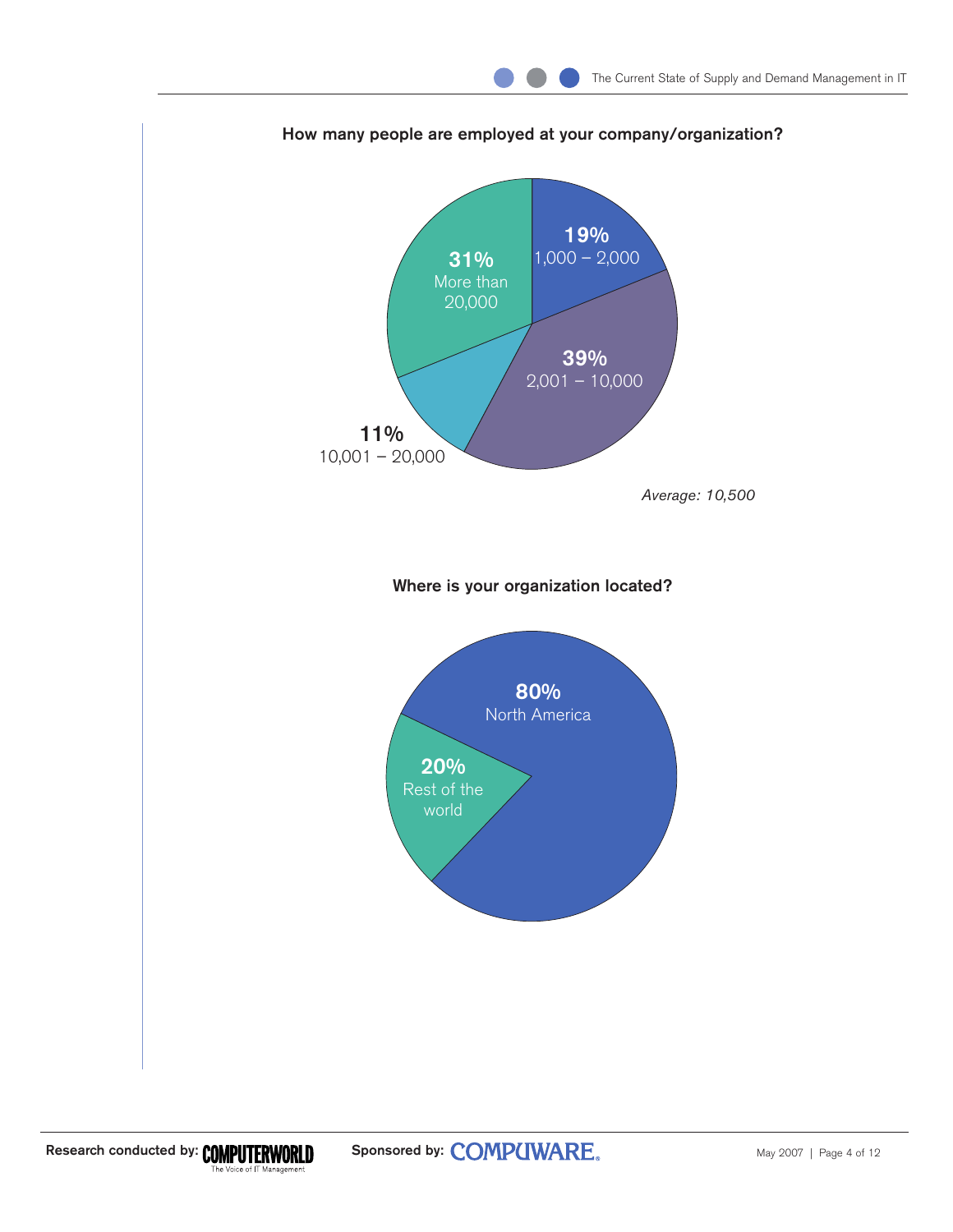**How many people are employed at your company/organization?**

| Employees | Percentage |
|---|---|
| 1,000 – 2,000 | 19% |
| 2,001 – 10,000 | 39% |
| 10,001 – 20,000 | 11% |
| More than 20,000 | 31% |

*Average: 10,500*

**Where is your organization located?**

| Location | Percentage |
|---|---|
| North America | 80% |
| Rest of the world | 20% |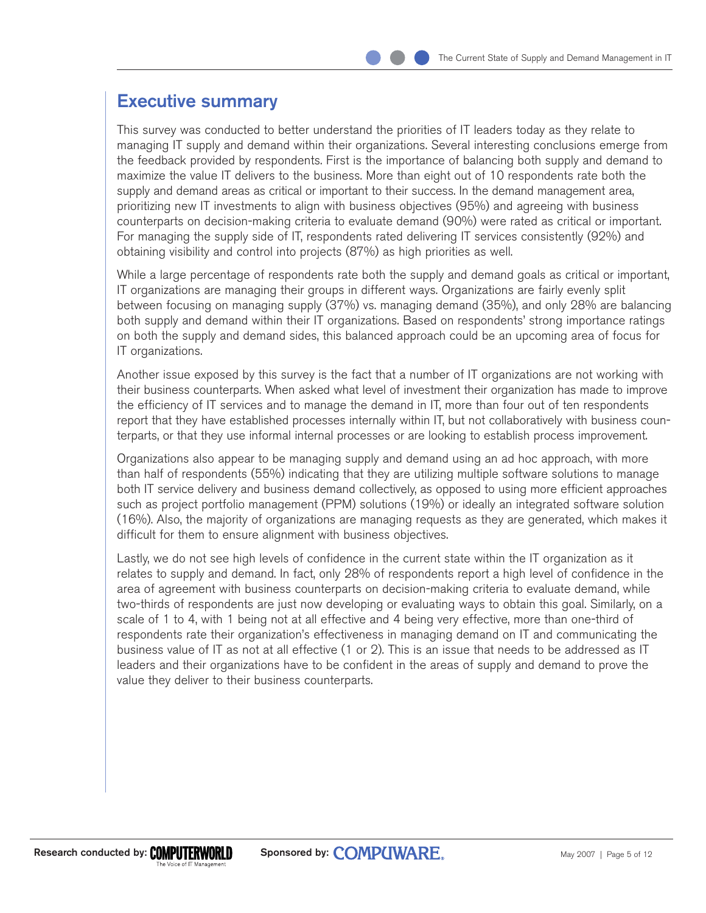## Executive summary

This survey was conducted to better understand the priorities of IT leaders today as they relate to managing IT supply and demand within their organizations. Several interesting conclusions emerge from the feedback provided by respondents. First is the importance of balancing both supply and demand to maximize the value IT delivers to the business. More than eight out of 10 respondents rate both the supply and demand areas as critical or important to their success. In the demand management area, prioritizing new IT investments to align with business objectives (95%) and agreeing with business counterparts on decision-making criteria to evaluate demand (90%) were rated as critical or important. For managing the supply side of IT, respondents rated delivering IT services consistently (92%) and obtaining visibility and control into projects (87%) as high priorities as well.

While a large percentage of respondents rate both the supply and demand goals as critical or important, IT organizations are managing their groups in different ways. Organizations are fairly evenly split between focusing on managing supply (37%) vs. managing demand (35%), and only 28% are balancing both supply and demand within their IT organizations. Based on respondents' strong importance ratings on both the supply and demand sides, this balanced approach could be an upcoming area of focus for IT organizations.

Another issue exposed by this survey is the fact that a number of IT organizations are not working with their business counterparts. When asked what level of investment their organization has made to improve the efficiency of IT services and to manage the demand in IT, more than four out of ten respondents report that they have established processes internally within IT, but not collaboratively with business counterparts, or that they use informal internal processes or are looking to establish process improvement.

Organizations also appear to be managing supply and demand using an ad hoc approach, with more than half of respondents (55%) indicating that they are utilizing multiple software solutions to manage both IT service delivery and business demand collectively, as opposed to using more efficient approaches such as project portfolio management (PPM) solutions (19%) or ideally an integrated software solution (16%). Also, the majority of organizations are managing requests as they are generated, which makes it difficult for them to ensure alignment with business objectives.

Lastly, we do not see high levels of confidence in the current state within the IT organization as it relates to supply and demand. In fact, only 28% of respondents report a high level of confidence in the area of agreement with business counterparts on decision-making criteria to evaluate demand, while two-thirds of respondents are just now developing or evaluating ways to obtain this goal. Similarly, on a scale of 1 to 4, with 1 being not at all effective and 4 being very effective, more than one-third of respondents rate their organization's effectiveness in managing demand on IT and communicating the business value of IT as not at all effective (1 or 2). This is an issue that needs to be addressed as IT leaders and their organizations have to be confident in the areas of supply and demand to prove the value they deliver to their business counterparts.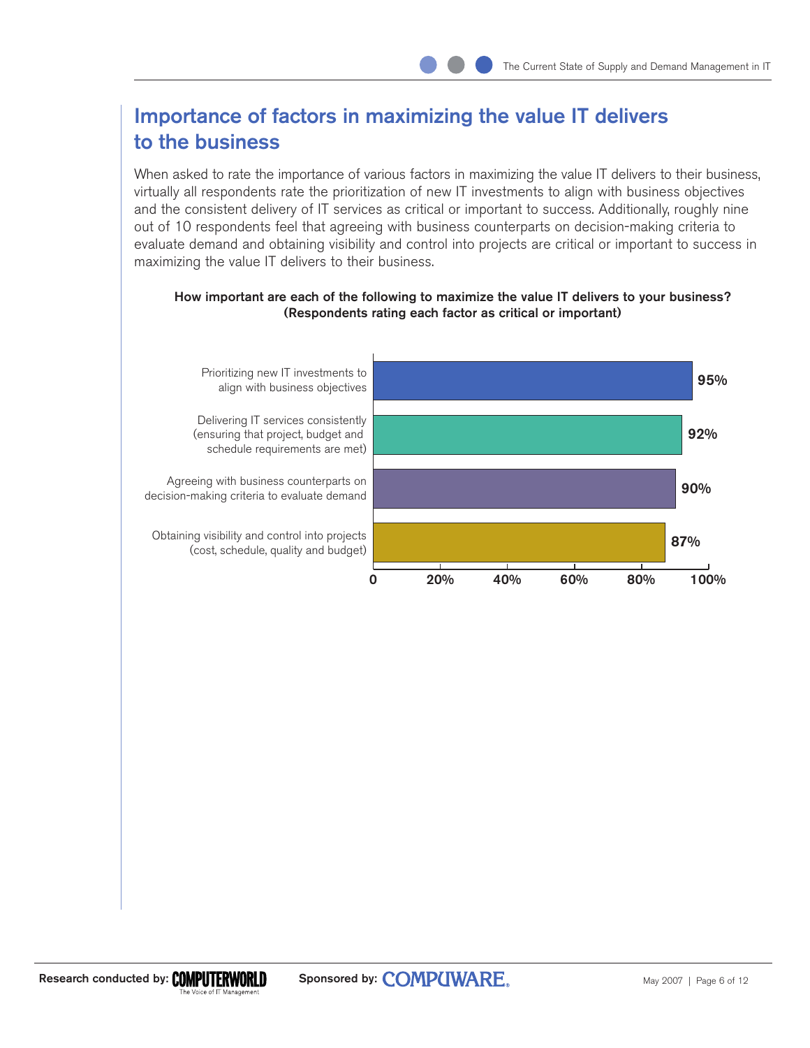## Importance of factors in maximizing the value IT delivers to the business

When asked to rate the importance of various factors in maximizing the value IT delivers to their business, virtually all respondents rate the prioritization of new IT investments to align with business objectives and the consistent delivery of IT services as critical or important to success. Additionally, roughly nine out of 10 respondents feel that agreeing with business counterparts on decision-making criteria to evaluate demand and obtaining visibility and control into projects are critical or important to success in maximizing the value IT delivers to their business.

**How important are each of the following to maximize the value IT delivers to your business? (Respondents rating each factor as critical or important)**

| Factor | Percentage |
| --- | --- |
| Prioritizing new IT investments to align with business objectives | 95% |
| Delivering IT services consistently (ensuring that project, budget and schedule requirements are met) | 92% |
| Agreeing with business counterparts on decision-making criteria to evaluate demand | 90% |
| Obtaining visibility and control into projects (cost, schedule, quality and budget) | 87% |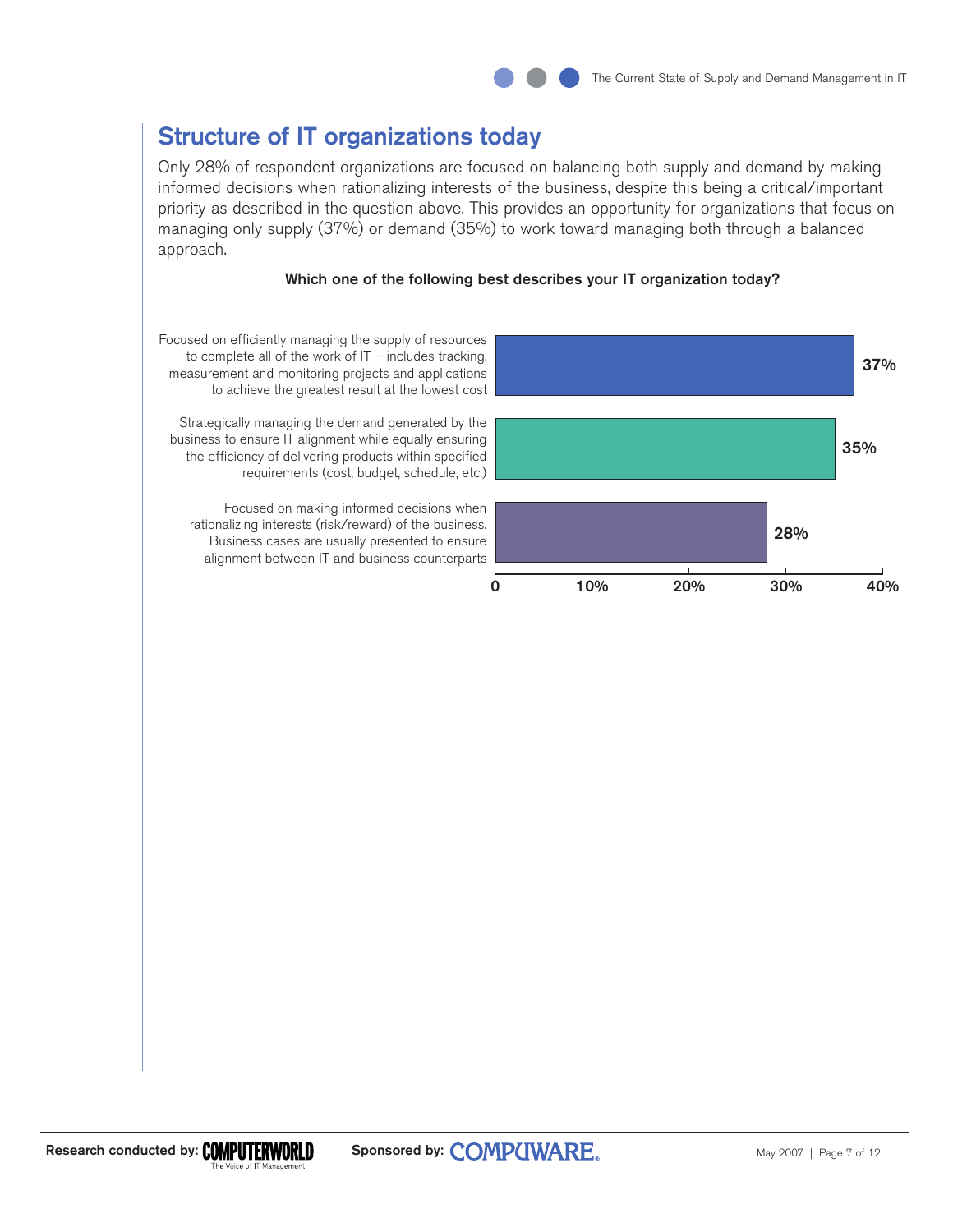## Structure of IT organizations today

Only 28% of respondent organizations are focused on balancing both supply and demand by making informed decisions when rationalizing interests of the business, despite this being a critical/important priority as described in the question above. This provides an opportunity for organizations that focus on managing only supply (37%) or demand (35%) to work toward managing both through a balanced approach.

**Which one of the following best describes your IT organization today?**

| Response | Percentage |
|---|---|
| Focused on efficiently managing the supply of resources to complete all of the work of IT – includes tracking, measurement and monitoring projects and applications to achieve the greatest result at the lowest cost | 37% |
| Strategically managing the demand generated by the business to ensure IT alignment while equally ensuring the efficiency of delivering products within specified requirements (cost, budget, schedule, etc.) | 35% |
| Focused on making informed decisions when rationalizing interests (risk/reward) of the business. Business cases are usually presented to ensure alignment between IT and business counterparts | 28% |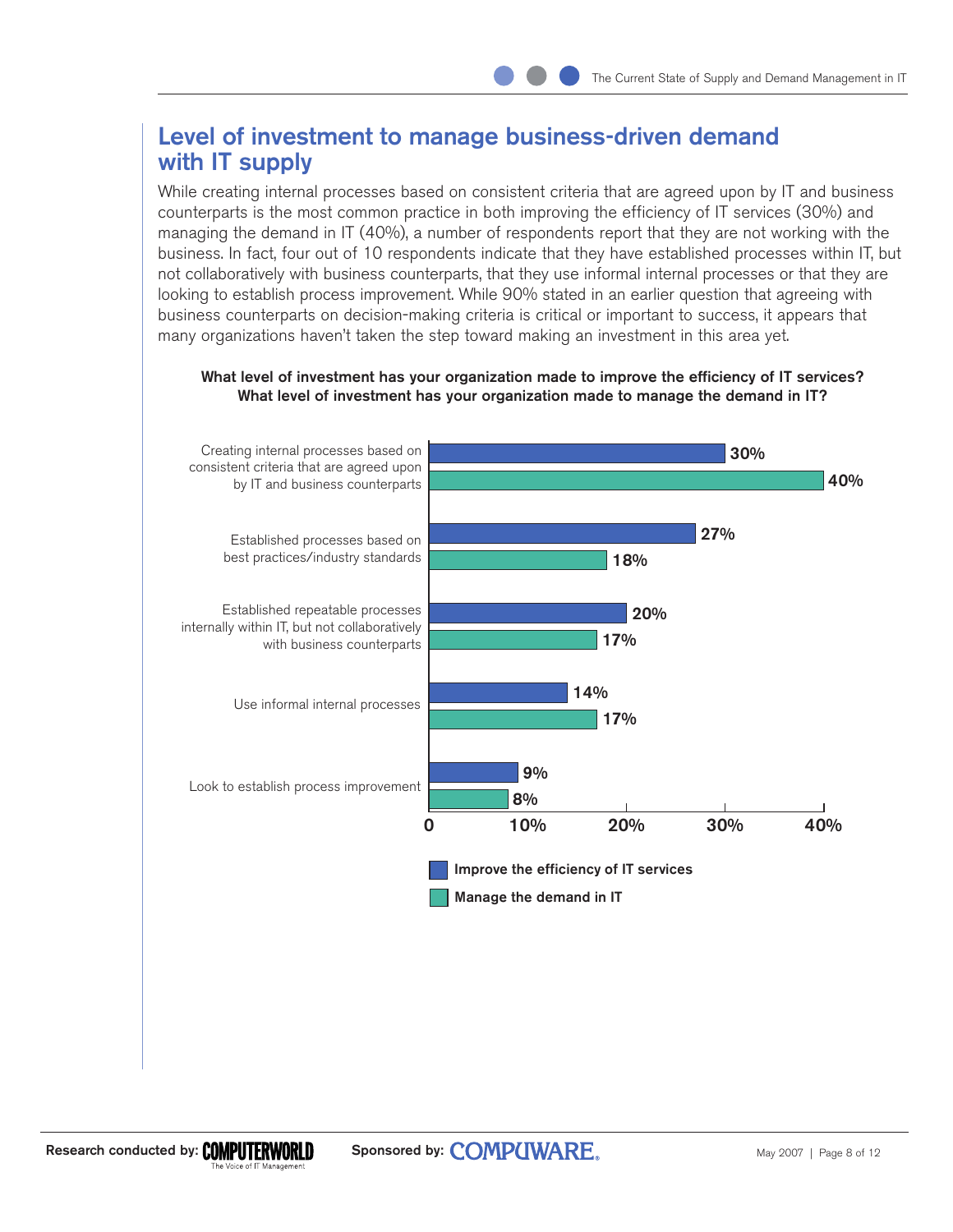## Level of investment to manage business-driven demand with IT supply

While creating internal processes based on consistent criteria that are agreed upon by IT and business counterparts is the most common practice in both improving the efficiency of IT services (30%) and managing the demand in IT (40%), a number of respondents report that they are not working with the business. In fact, four out of 10 respondents indicate that they have established processes within IT, but not collaboratively with business counterparts, that they use informal internal processes or that they are looking to establish process improvement. While 90% stated in an earlier question that agreeing with business counterparts on decision-making criteria is critical or important to success, it appears that many organizations haven't taken the step toward making an investment in this area yet.

**What level of investment has your organization made to improve the efficiency of IT services?**
**What level of investment has your organization made to manage the demand in IT?**

| | Improve the efficiency of IT services | Manage the demand in IT |
|---|---|---|
| Creating internal processes based on consistent criteria that are agreed upon by IT and business counterparts | 30% | 40% |
| Established processes based on best practices/industry standards | 27% | 18% |
| Established repeatable processes internally within IT, but not collaboratively with business counterparts | 20% | 17% |
| Use informal internal processes | 14% | 17% |
| Look to establish process improvement | 9% | 8% |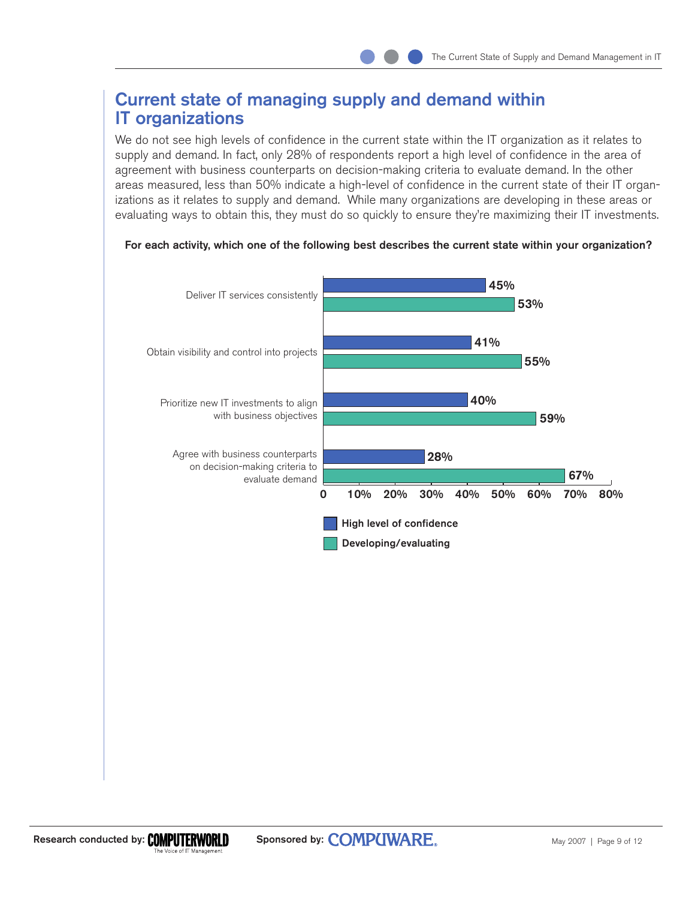## Current state of managing supply and demand within IT organizations

We do not see high levels of confidence in the current state within the IT organization as it relates to supply and demand. In fact, only 28% of respondents report a high level of confidence in the area of agreement with business counterparts on decision-making criteria to evaluate demand. In the other areas measured, less than 50% indicate a high-level of confidence in the current state of their IT organizations as it relates to supply and demand. While many organizations are developing in these areas or evaluating ways to obtain this, they must do so quickly to ensure they're maximizing their IT investments.

**For each activity, which one of the following best describes the current state within your organization?**

| Activity | High level of confidence | Developing/evaluating |
| --- | --- | --- |
| Deliver IT services consistently | 45% | 53% |
| Obtain visibility and control into projects | 41% | 55% |
| Prioritize new IT investments to align with business objectives | 40% | 59% |
| Agree with business counterparts on decision-making criteria to evaluate demand | 28% | 67% |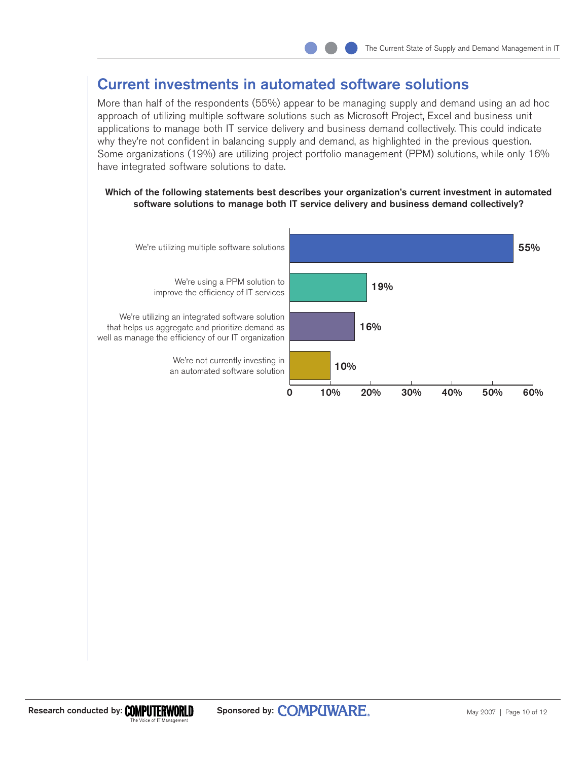## Current investments in automated software solutions

More than half of the respondents (55%) appear to be managing supply and demand using an ad hoc approach of utilizing multiple software solutions such as Microsoft Project, Excel and business unit applications to manage both IT service delivery and business demand collectively. This could indicate why they're not confident in balancing supply and demand, as highlighted in the previous question. Some organizations (19%) are utilizing project portfolio management (PPM) solutions, while only 16% have integrated software solutions to date.

**Which of the following statements best describes your organization's current investment in automated software solutions to manage both IT service delivery and business demand collectively?**

| Statement | Percentage |
| --- | --- |
| We're utilizing multiple software solutions | 55% |
| We're using a PPM solution to improve the efficiency of IT services | 19% |
| We're utilizing an integrated software solution that helps us aggregate and prioritize demand as well as manage the efficiency of our IT organization | 16% |
| We're not currently investing in an automated software solution | 10% |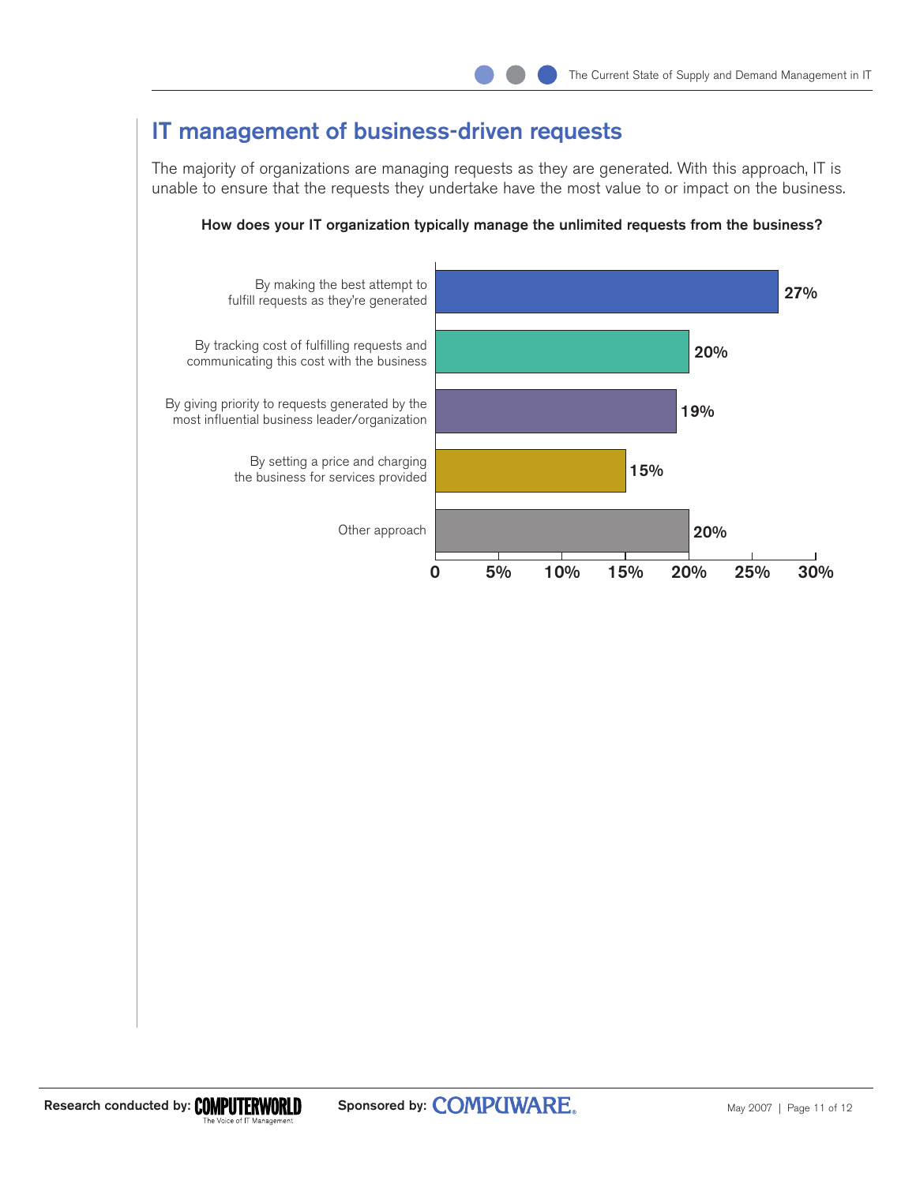## IT management of business-driven requests

The majority of organizations are managing requests as they are generated. With this approach, IT is unable to ensure that the requests they undertake have the most value to or impact on the business.

**How does your IT organization typically manage the unlimited requests from the business?**

| Approach | Percentage |
|---|---|
| By making the best attempt to fulfill requests as they're generated | 27% |
| By tracking cost of fulfilling requests and communicating this cost with the business | 20% |
| By giving priority to requests generated by the most influential business leader/organization | 19% |
| By setting a price and charging the business for services provided | 15% |
| Other approach | 20% |

Research conducted by: COMPUTERWORLD The Voice of IT Management

Sponsored by: COMPUWARE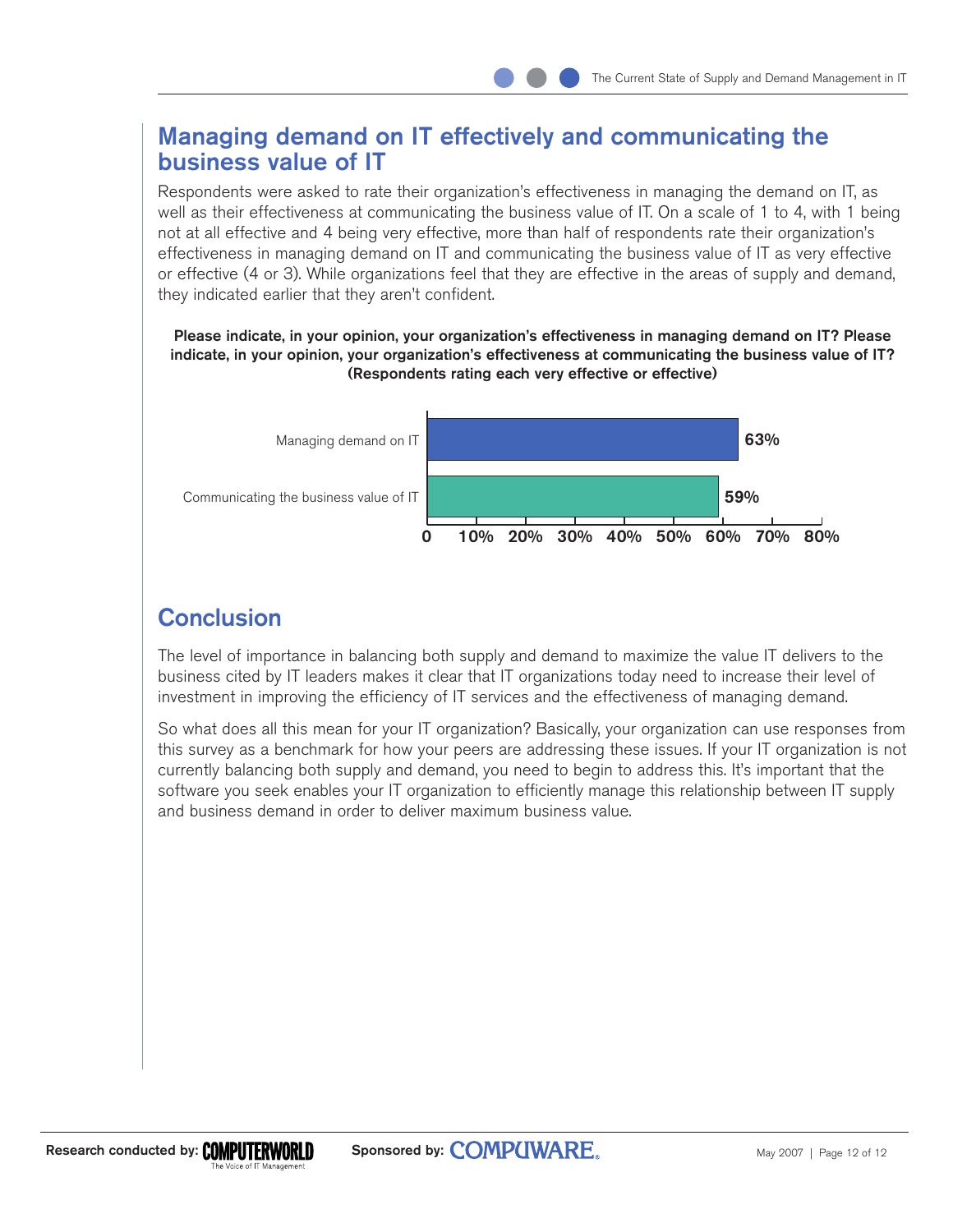## Managing demand on IT effectively and communicating the business value of IT

Respondents were asked to rate their organization's effectiveness in managing the demand on IT, as well as their effectiveness at communicating the business value of IT. On a scale of 1 to 4, with 1 being not at all effective and 4 being very effective, more than half of respondents rate their organization's effectiveness in managing demand on IT and communicating the business value of IT as very effective or effective (4 or 3). While organizations feel that they are effective in the areas of supply and demand, they indicated earlier that they aren't confident.

**Please indicate, in your opinion, your organization's effectiveness in managing demand on IT? Please indicate, in your opinion, your organization's effectiveness at communicating the business value of IT? (Respondents rating each very effective or effective)**

Managing demand on IT
63%

Communicating the business value of IT
59%

0 10% 20% 30% 40% 50% 60% 70% 80%

## Conclusion

The level of importance in balancing both supply and demand to maximize the value IT delivers to the business cited by IT leaders makes it clear that IT organizations today need to increase their level of investment in improving the efficiency of IT services and the effectiveness of managing demand.

So what does all this mean for your IT organization? Basically, your organization can use responses from this survey as a benchmark for how your peers are addressing these issues. If your IT organization is not currently balancing both supply and demand, you need to begin to address this. It's important that the software you seek enables your IT organization to efficiently manage this relationship between IT supply and business demand in order to deliver maximum business value.